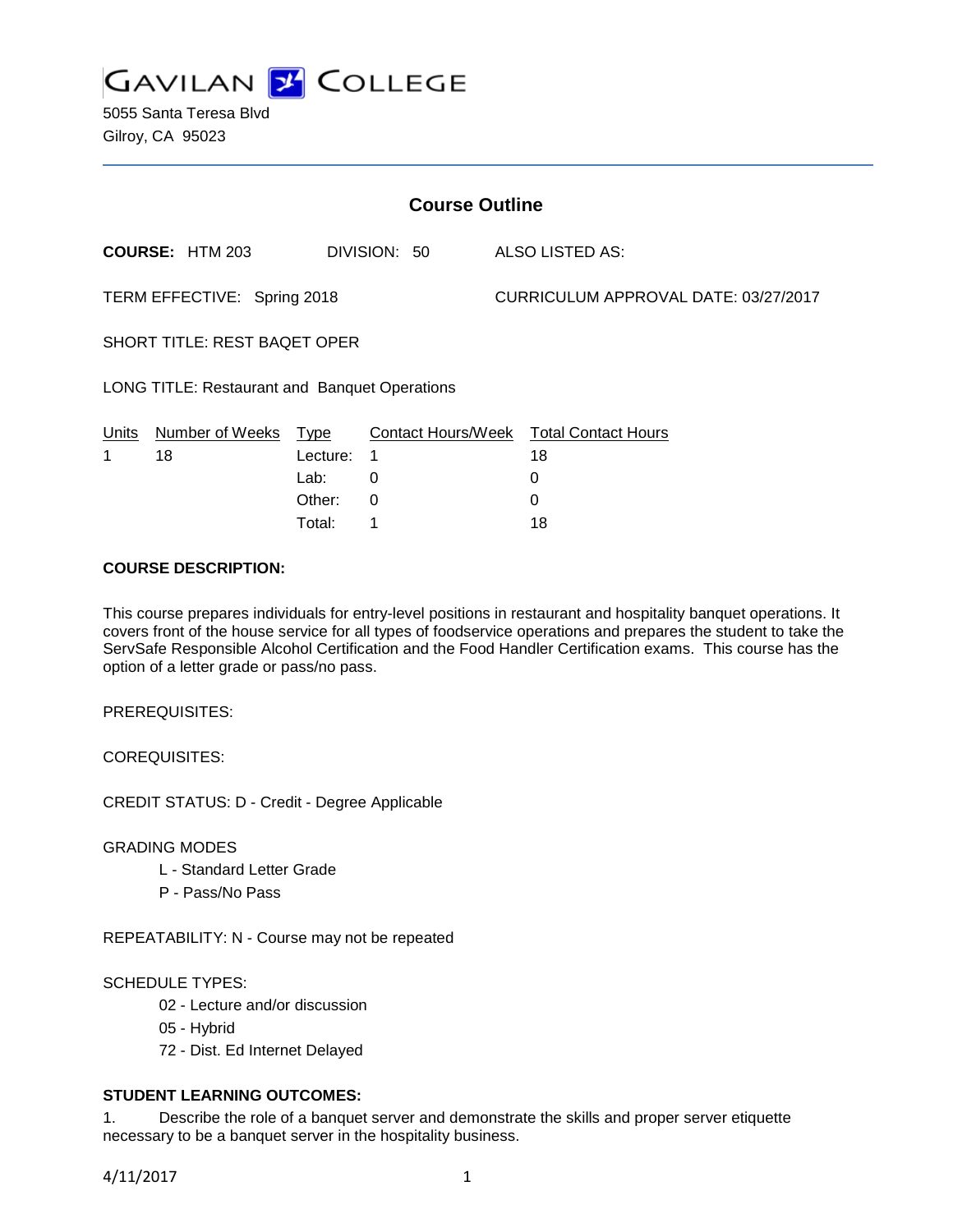# GAVILAN COLLEGE

5055 Santa Teresa Blvd
Gilroy, CA 95023

## Course Outline

**COURSE:** HTM 203 DIVISION: 50 ALSO LISTED AS:

TERM EFFECTIVE: Spring 2018 CURRICULUM APPROVAL DATE: 03/27/2017

SHORT TITLE: REST BAQET OPER

LONG TITLE: Restaurant and Banquet Operations

| Units | Number of Weeks | Type | Contact Hours/Week | Total Contact Hours |
|---|---|---|---|---|
| 1 | 18 | Lecture: | 1 | 18 |
| | | Lab: | 0 | 0 |
| | | Other: | 0 | 0 |
| | | Total: | 1 | 18 |

**COURSE DESCRIPTION:**

This course prepares individuals for entry-level positions in restaurant and hospitality banquet operations. It covers front of the house service for all types of foodservice operations and prepares the student to take the ServSafe Responsible Alcohol Certification and the Food Handler Certification exams. This course has the option of a letter grade or pass/no pass.

PREREQUISITES:

COREQUISITES:

CREDIT STATUS: D - Credit - Degree Applicable

GRADING MODES

- L - Standard Letter Grade
- P - Pass/No Pass

REPEATABILITY: N - Course may not be repeated

SCHEDULE TYPES:

- 02 - Lecture and/or discussion
- 05 - Hybrid
- 72 - Dist. Ed Internet Delayed

**STUDENT LEARNING OUTCOMES:**

1. Describe the role of a banquet server and demonstrate the skills and proper server etiquette necessary to be a banquet server in the hospitality business.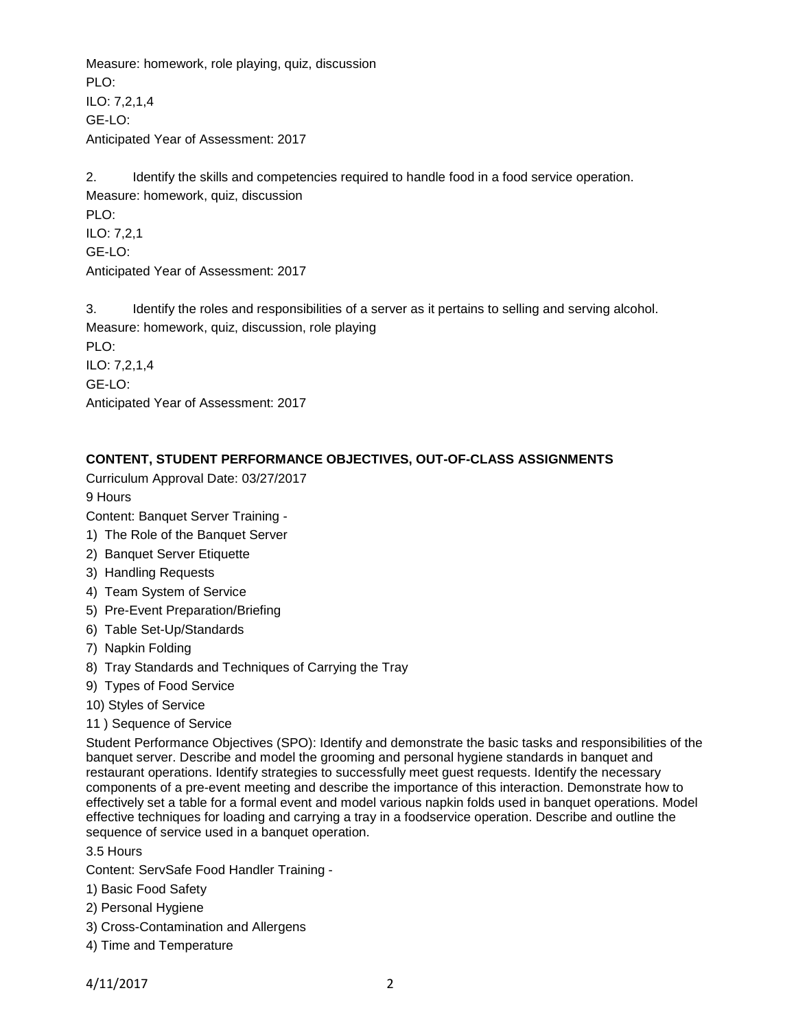Measure: homework, role playing, quiz, discussion
PLO:
ILO: 7,2,1,4
GE-LO:
Anticipated Year of Assessment: 2017

2. Identify the skills and competencies required to handle food in a food service operation.
Measure: homework, quiz, discussion
PLO:
ILO: 7,2,1
GE-LO:
Anticipated Year of Assessment: 2017

3. Identify the roles and responsibilities of a server as it pertains to selling and serving alcohol.
Measure: homework, quiz, discussion, role playing
PLO:
ILO: 7,2,1,4
GE-LO:
Anticipated Year of Assessment: 2017

## CONTENT, STUDENT PERFORMANCE OBJECTIVES, OUT-OF-CLASS ASSIGNMENTS

Curriculum Approval Date: 03/27/2017

9 Hours

Content: Banquet Server Training -

1) The Role of the Banquet Server
2) Banquet Server Etiquette
3) Handling Requests
4) Team System of Service
5) Pre-Event Preparation/Briefing
6) Table Set-Up/Standards
7) Napkin Folding
8) Tray Standards and Techniques of Carrying the Tray
9) Types of Food Service
10) Styles of Service
11 ) Sequence of Service

Student Performance Objectives (SPO): Identify and demonstrate the basic tasks and responsibilities of the banquet server. Describe and model the grooming and personal hygiene standards in banquet and restaurant operations. Identify strategies to successfully meet guest requests. Identify the necessary components of a pre-event meeting and describe the importance of this interaction. Demonstrate how to effectively set a table for a formal event and model various napkin folds used in banquet operations. Model effective techniques for loading and carrying a tray in a foodservice operation. Describe and outline the sequence of service used in a banquet operation.

3.5 Hours

Content: ServSafe Food Handler Training -

1) Basic Food Safety
2) Personal Hygiene
3) Cross-Contamination and Allergens
4) Time and Temperature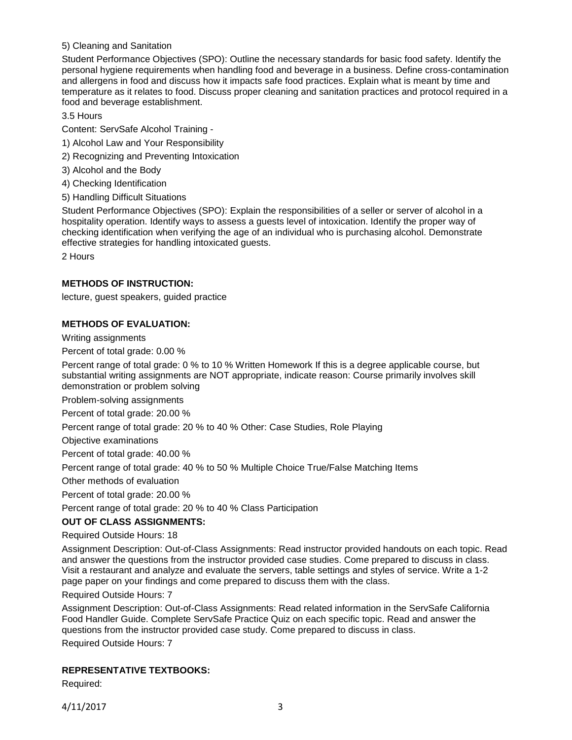5) Cleaning and Sanitation

Student Performance Objectives (SPO): Outline the necessary standards for basic food safety. Identify the personal hygiene requirements when handling food and beverage in a business. Define cross-contamination and allergens in food and discuss how it impacts safe food practices. Explain what is meant by time and temperature as it relates to food. Discuss proper cleaning and sanitation practices and protocol required in a food and beverage establishment.

3.5 Hours

Content: ServSafe Alcohol Training -

1) Alcohol Law and Your Responsibility

2) Recognizing and Preventing Intoxication

3) Alcohol and the Body

4) Checking Identification

5) Handling Difficult Situations

Student Performance Objectives (SPO): Explain the responsibilities of a seller or server of alcohol in a hospitality operation. Identify ways to assess a guests level of intoxication. Identify the proper way of checking identification when verifying the age of an individual who is purchasing alcohol. Demonstrate effective strategies for handling intoxicated guests.

2 Hours

**METHODS OF INSTRUCTION:**

lecture, guest speakers, guided practice

**METHODS OF EVALUATION:**

Writing assignments

Percent of total grade: 0.00 %

Percent range of total grade: 0 % to 10 % Written Homework If this is a degree applicable course, but substantial writing assignments are NOT appropriate, indicate reason: Course primarily involves skill demonstration or problem solving

Problem-solving assignments

Percent of total grade: 20.00 %

Percent range of total grade: 20 % to 40 % Other: Case Studies, Role Playing

Objective examinations

Percent of total grade: 40.00 %

Percent range of total grade: 40 % to 50 % Multiple Choice True/False Matching Items

Other methods of evaluation

Percent of total grade: 20.00 %

Percent range of total grade: 20 % to 40 % Class Participation

**OUT OF CLASS ASSIGNMENTS:**

Required Outside Hours: 18

Assignment Description: Out-of-Class Assignments: Read instructor provided handouts on each topic. Read and answer the questions from the instructor provided case studies. Come prepared to discuss in class. Visit a restaurant and analyze and evaluate the servers, table settings and styles of service. Write a 1-2 page paper on your findings and come prepared to discuss them with the class.

Required Outside Hours: 7

Assignment Description: Out-of-Class Assignments: Read related information in the ServSafe California Food Handler Guide. Complete ServSafe Practice Quiz on each specific topic. Read and answer the questions from the instructor provided case study. Come prepared to discuss in class.

Required Outside Hours: 7

**REPRESENTATIVE TEXTBOOKS:**

Required: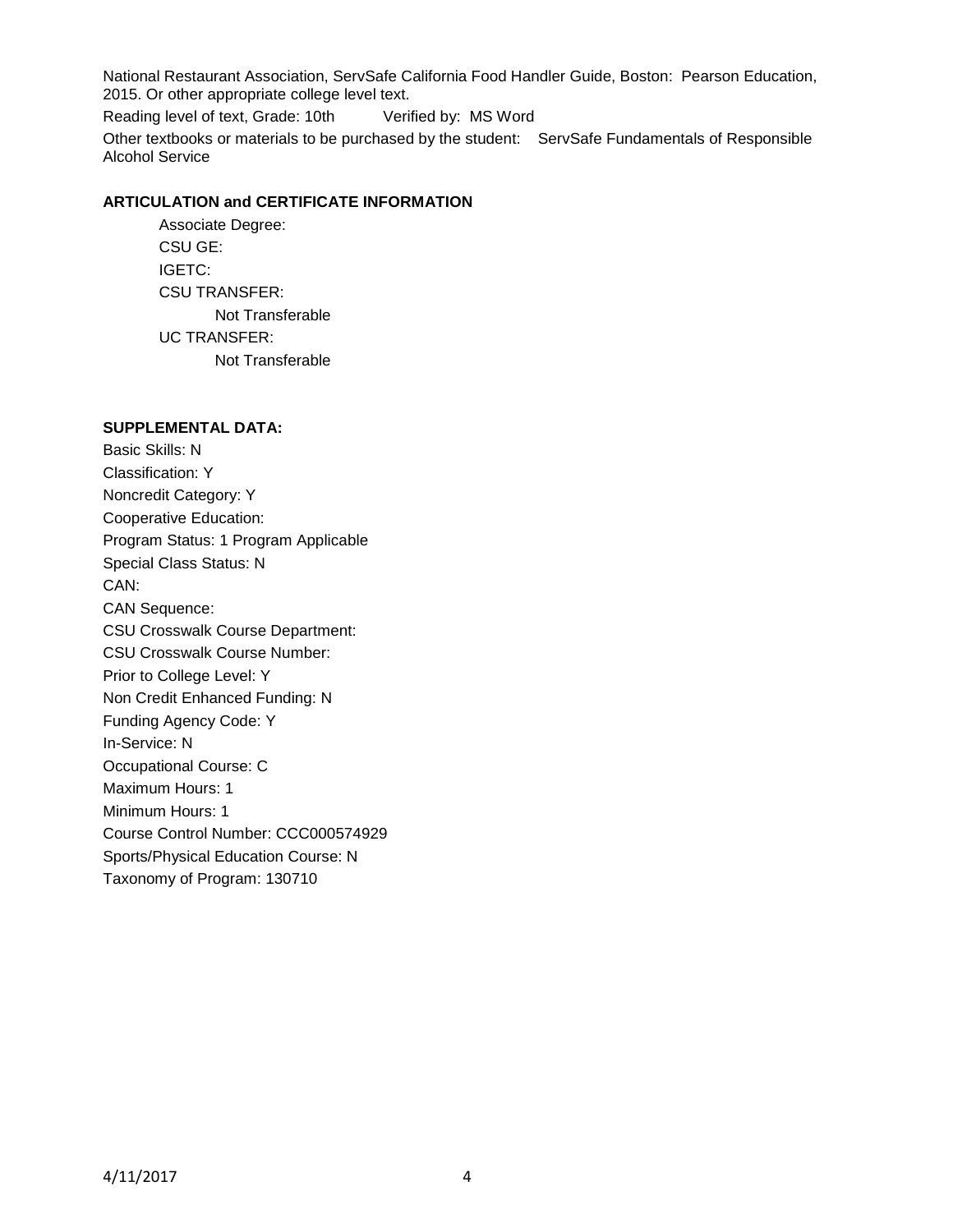National Restaurant Association, ServSafe California Food Handler Guide, Boston: Pearson Education, 2015. Or other appropriate college level text.

Reading level of text, Grade: 10th Verified by: MS Word

Other textbooks or materials to be purchased by the student: ServSafe Fundamentals of Responsible Alcohol Service

**ARTICULATION and CERTIFICATE INFORMATION**

Associate Degree:
CSU GE:
IGETC:
CSU TRANSFER:
Not Transferable
UC TRANSFER:
Not Transferable

**SUPPLEMENTAL DATA:**

Basic Skills: N
Classification: Y
Noncredit Category: Y
Cooperative Education:
Program Status: 1 Program Applicable
Special Class Status: N
CAN:
CAN Sequence:
CSU Crosswalk Course Department:
CSU Crosswalk Course Number:
Prior to College Level: Y
Non Credit Enhanced Funding: N
Funding Agency Code: Y
In-Service: N
Occupational Course: C
Maximum Hours: 1
Minimum Hours: 1
Course Control Number: CCC000574929
Sports/Physical Education Course: N
Taxonomy of Program: 130710